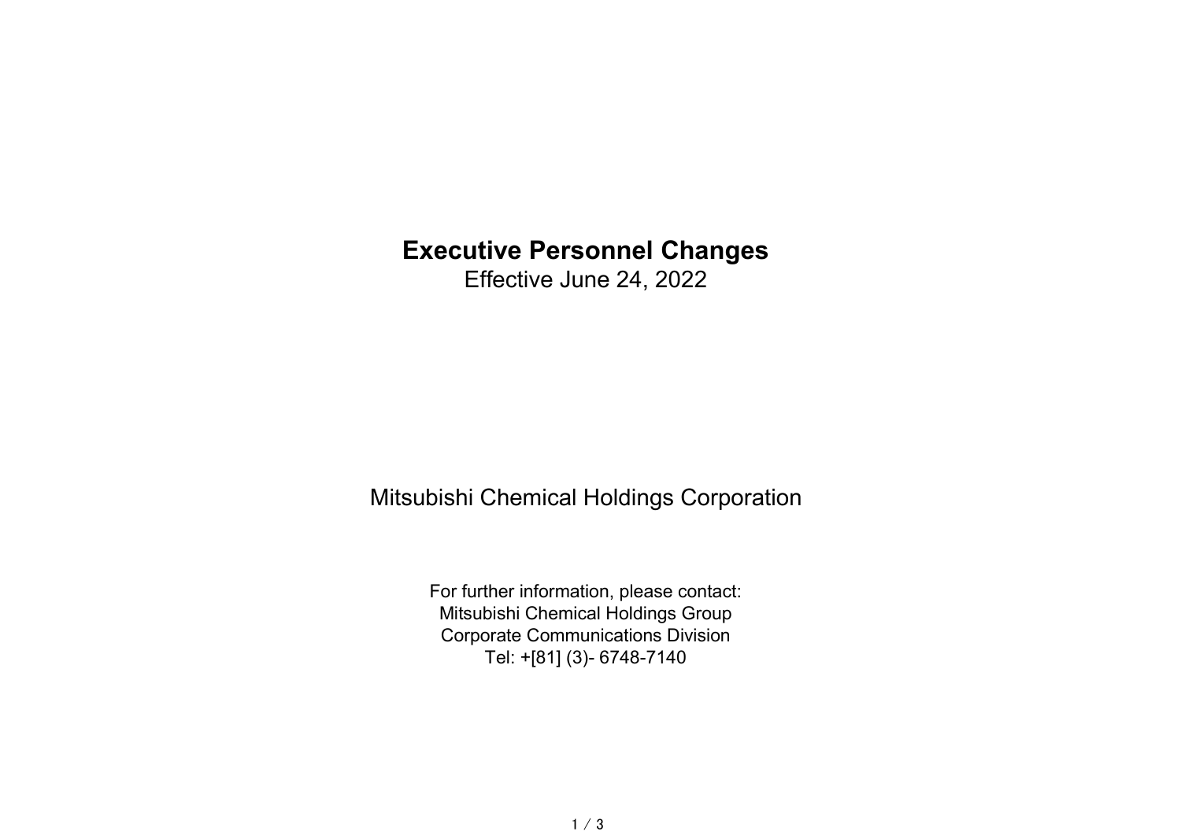# Executive Personnel Changes

Effective June 24, 2022

Mitsubishi Chemical Holdings Corporation

For further information, please contact:
Mitsubishi Chemical Holdings Group
Corporate Communications Division
Tel: +[81] (3)- 6748-7140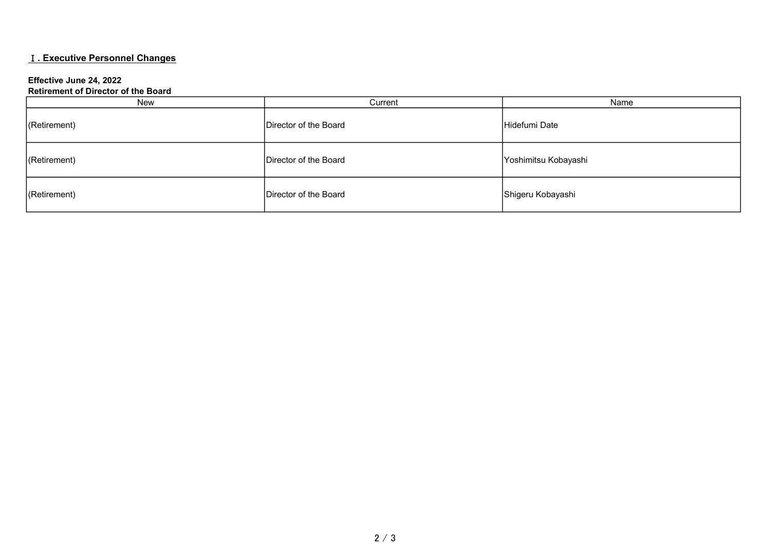## Ⅰ. Executive Personnel Changes

**Effective June 24, 2022**
**Retirement of Director of the Board**

| New | Current | Name |
|---|---|---|
| (Retirement) | Director of the Board | Hidefumi Date |
| (Retirement) | Director of the Board | Yoshimitsu Kobayashi |
| (Retirement) | Director of the Board | Shigeru Kobayashi |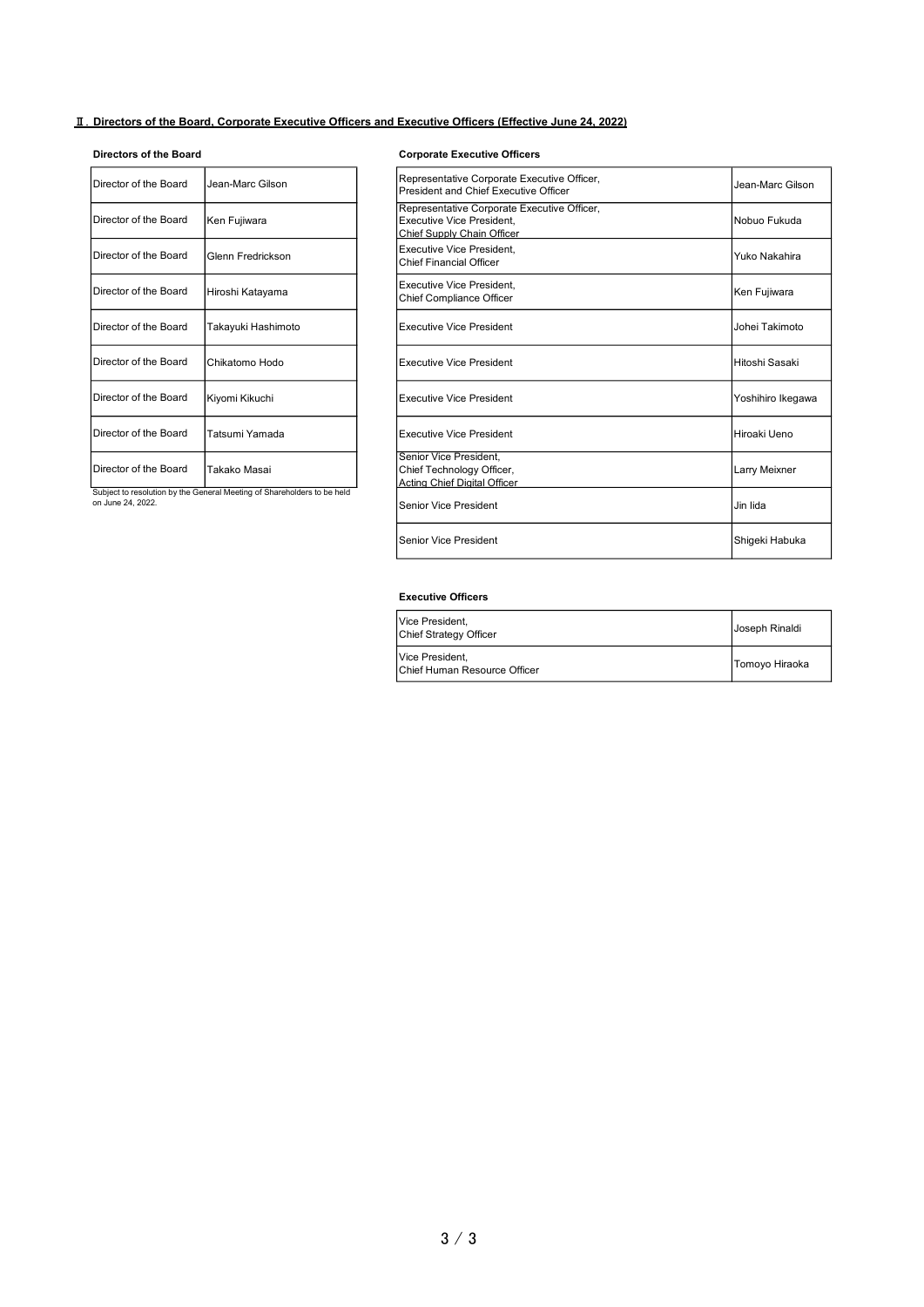## Ⅱ. Directors of the Board, Corporate Executive Officers and Executive Officers (Effective June 24, 2022)

**Directors of the Board**

| | |
|---|---|
| Director of the Board | Jean-Marc Gilson |
| Director of the Board | Ken Fujiwara |
| Director of the Board | Glenn Fredrickson |
| Director of the Board | Hiroshi Katayama |
| Director of the Board | Takayuki Hashimoto |
| Director of the Board | Chikatomo Hodo |
| Director of the Board | Kiyomi Kikuchi |
| Director of the Board | Tatsumi Yamada |
| Director of the Board | Takako Masai |

Subject to resolution by the General Meeting of Shareholders to be held on June 24, 2022.

**Corporate Executive Officers**

| | |
|---|---|
| Representative Corporate Executive Officer, President and Chief Executive Officer | Jean-Marc Gilson |
| Representative Corporate Executive Officer, Executive Vice President, Chief Supply Chain Officer | Nobuo Fukuda |
| Executive Vice President, Chief Financial Officer | Yuko Nakahira |
| Executive Vice President, Chief Compliance Officer | Ken Fujiwara |
| Executive Vice President | Johei Takimoto |
| Executive Vice President | Hitoshi Sasaki |
| Executive Vice President | Yoshihiro Ikegawa |
| Executive Vice President | Hiroaki Ueno |
| Senior Vice President, Chief Technology Officer, Acting Chief Digital Officer | Larry Meixner |
| Senior Vice President | Jin Iida |
| Senior Vice President | Shigeki Habuka |

**Executive Officers**

| | |
|---|---|
| Vice President, Chief Strategy Officer | Joseph Rinaldi |
| Vice President, Chief Human Resource Officer | Tomoyo Hiraoka |